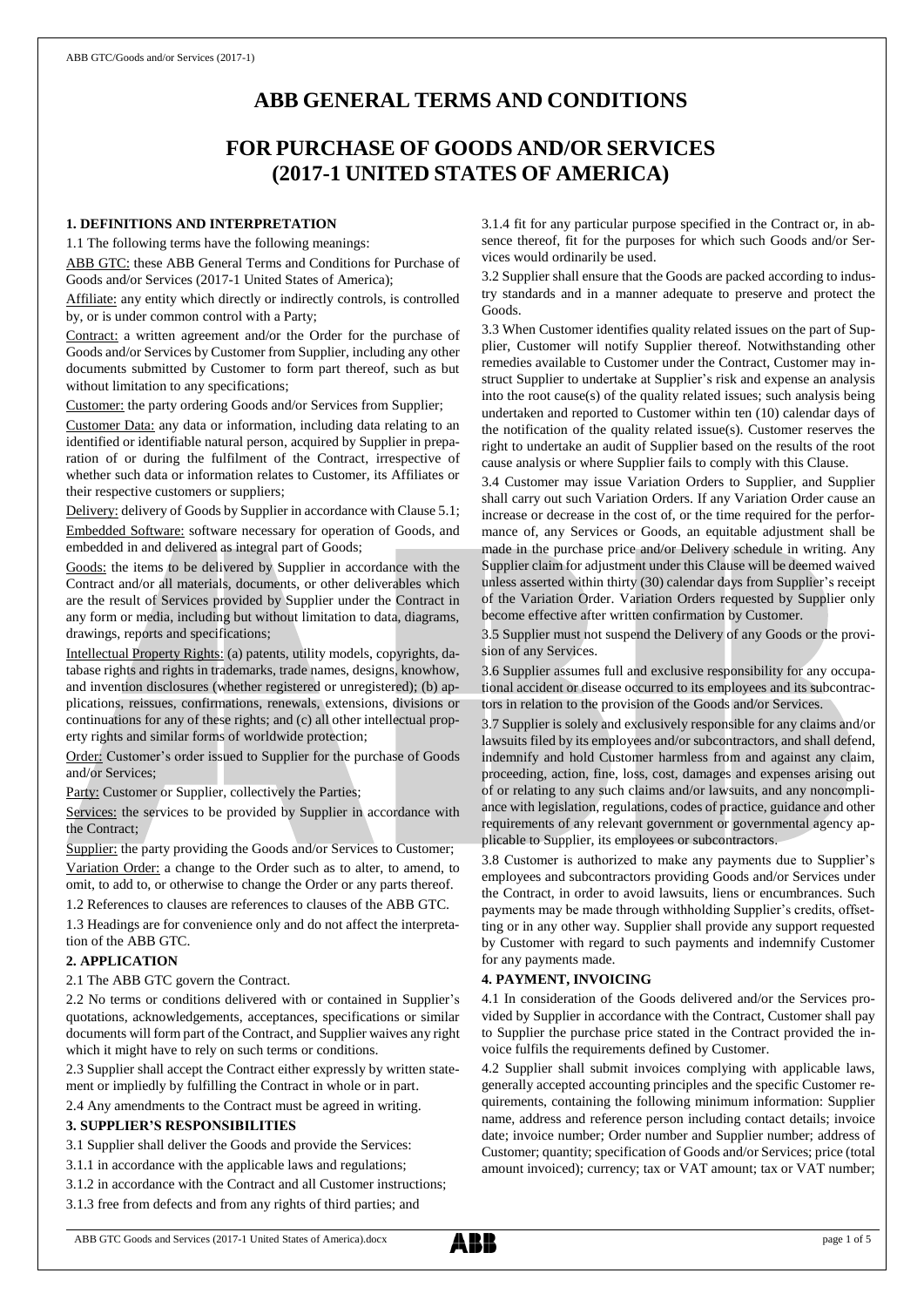# ABB GENERAL TERMS AND CONDITIONS

# FOR PURCHASE OF GOODS AND/OR SERVICES (2017-1 UNITED STATES OF AMERICA)

## 1. DEFINITIONS AND INTERPRETATION

1.1 The following terms have the following meanings:

ABB GTC: these ABB General Terms and Conditions for Purchase of Goods and/or Services (2017-1 United States of America);

Affiliate: any entity which directly or indirectly controls, is controlled by, or is under common control with a Party;

Contract: a written agreement and/or the Order for the purchase of Goods and/or Services by Customer from Supplier, including any other documents submitted by Customer to form part thereof, such as but without limitation to any specifications;

Customer: the party ordering Goods and/or Services from Supplier;

Customer Data: any data or information, including data relating to an identified or identifiable natural person, acquired by Supplier in preparation of or during the fulfilment of the Contract, irrespective of whether such data or information relates to Customer, its Affiliates or their respective customers or suppliers;

Delivery: delivery of Goods by Supplier in accordance with Clause 5.1;

Embedded Software: software necessary for operation of Goods, and embedded in and delivered as integral part of Goods;

Goods: the items to be delivered by Supplier in accordance with the Contract and/or all materials, documents, or other deliverables which are the result of Services provided by Supplier under the Contract in any form or media, including but without limitation to data, diagrams, drawings, reports and specifications;

Intellectual Property Rights: (a) patents, utility models, copyrights, database rights and rights in trademarks, trade names, designs, knowhow, and invention disclosures (whether registered or unregistered); (b) applications, reissues, confirmations, renewals, extensions, divisions or continuations for any of these rights; and (c) all other intellectual property rights and similar forms of worldwide protection;

Order: Customer's order issued to Supplier for the purchase of Goods and/or Services;

Party: Customer or Supplier, collectively the Parties;

Services: the services to be provided by Supplier in accordance with the Contract;

Supplier: the party providing the Goods and/or Services to Customer;

Variation Order: a change to the Order such as to alter, to amend, to omit, to add to, or otherwise to change the Order or any parts thereof.

1.2 References to clauses are references to clauses of the ABB GTC.

1.3 Headings are for convenience only and do not affect the interpretation of the ABB GTC.

## 2. APPLICATION

2.1 The ABB GTC govern the Contract.

2.2 No terms or conditions delivered with or contained in Supplier's quotations, acknowledgements, acceptances, specifications or similar documents will form part of the Contract, and Supplier waives any right which it might have to rely on such terms or conditions.

2.3 Supplier shall accept the Contract either expressly by written statement or impliedly by fulfilling the Contract in whole or in part.

2.4 Any amendments to the Contract must be agreed in writing.

## 3. SUPPLIER'S RESPONSIBILITIES

3.1 Supplier shall deliver the Goods and provide the Services:

3.1.1 in accordance with the applicable laws and regulations;

3.1.2 in accordance with the Contract and all Customer instructions;

3.1.3 free from defects and from any rights of third parties; and

3.1.4 fit for any particular purpose specified in the Contract or, in absence thereof, fit for the purposes for which such Goods and/or Services would ordinarily be used.

3.2 Supplier shall ensure that the Goods are packed according to industry standards and in a manner adequate to preserve and protect the Goods.

3.3 When Customer identifies quality related issues on the part of Supplier, Customer will notify Supplier thereof. Notwithstanding other remedies available to Customer under the Contract, Customer may instruct Supplier to undertake at Supplier's risk and expense an analysis into the root cause(s) of the quality related issues; such analysis being undertaken and reported to Customer within ten (10) calendar days of the notification of the quality related issue(s). Customer reserves the right to undertake an audit of Supplier based on the results of the root cause analysis or where Supplier fails to comply with this Clause.

3.4 Customer may issue Variation Orders to Supplier, and Supplier shall carry out such Variation Orders. If any Variation Order cause an increase or decrease in the cost of, or the time required for the performance of, any Services or Goods, an equitable adjustment shall be made in the purchase price and/or Delivery schedule in writing. Any Supplier claim for adjustment under this Clause will be deemed waived unless asserted within thirty (30) calendar days from Supplier's receipt of the Variation Order. Variation Orders requested by Supplier only become effective after written confirmation by Customer.

3.5 Supplier must not suspend the Delivery of any Goods or the provision of any Services.

3.6 Supplier assumes full and exclusive responsibility for any occupational accident or disease occurred to its employees and its subcontractors in relation to the provision of the Goods and/or Services.

3.7 Supplier is solely and exclusively responsible for any claims and/or lawsuits filed by its employees and/or subcontractors, and shall defend, indemnify and hold Customer harmless from and against any claim, proceeding, action, fine, loss, cost, damages and expenses arising out of or relating to any such claims and/or lawsuits, and any noncompliance with legislation, regulations, codes of practice, guidance and other requirements of any relevant government or governmental agency applicable to Supplier, its employees or subcontractors.

3.8 Customer is authorized to make any payments due to Supplier's employees and subcontractors providing Goods and/or Services under the Contract, in order to avoid lawsuits, liens or encumbrances. Such payments may be made through withholding Supplier's credits, offsetting or in any other way. Supplier shall provide any support requested by Customer with regard to such payments and indemnify Customer for any payments made.

## 4. PAYMENT, INVOICING

4.1 In consideration of the Goods delivered and/or the Services provided by Supplier in accordance with the Contract, Customer shall pay to Supplier the purchase price stated in the Contract provided the invoice fulfils the requirements defined by Customer.

4.2 Supplier shall submit invoices complying with applicable laws, generally accepted accounting principles and the specific Customer requirements, containing the following minimum information: Supplier name, address and reference person including contact details; invoice date; invoice number; Order number and Supplier number; address of Customer; quantity; specification of Goods and/or Services; price (total amount invoiced); currency; tax or VAT amount; tax or VAT number;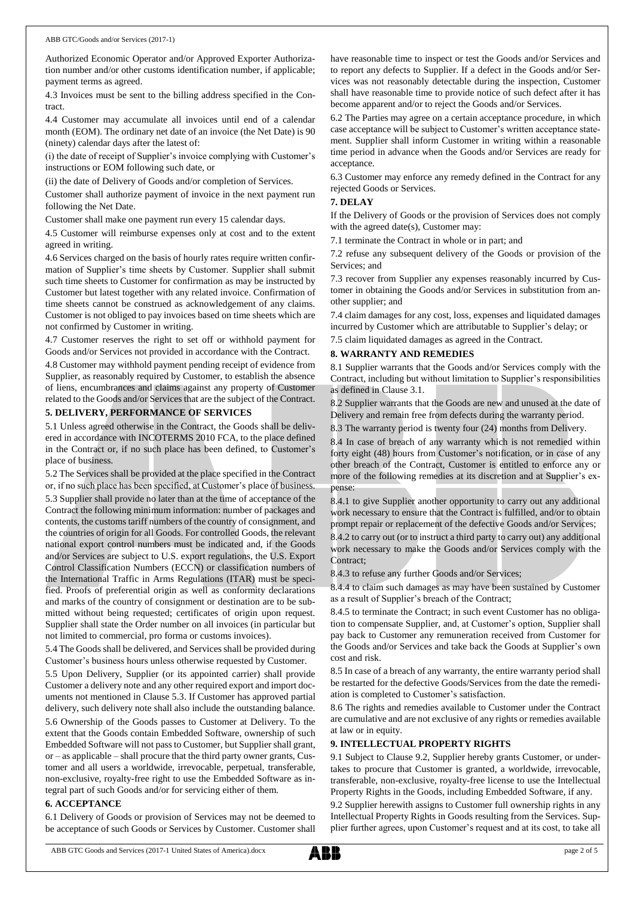Authorized Economic Operator and/or Approved Exporter Authorization number and/or other customs identification number, if applicable; payment terms as agreed.

4.3 Invoices must be sent to the billing address specified in the Contract.

4.4 Customer may accumulate all invoices until end of a calendar month (EOM). The ordinary net date of an invoice (the Net Date) is 90 (ninety) calendar days after the latest of:

(i) the date of receipt of Supplier's invoice complying with Customer's instructions or EOM following such date, or

(ii) the date of Delivery of Goods and/or completion of Services.

Customer shall authorize payment of invoice in the next payment run following the Net Date.

Customer shall make one payment run every 15 calendar days.

4.5 Customer will reimburse expenses only at cost and to the extent agreed in writing.

4.6 Services charged on the basis of hourly rates require written confirmation of Supplier's time sheets by Customer. Supplier shall submit such time sheets to Customer for confirmation as may be instructed by Customer but latest together with any related invoice. Confirmation of time sheets cannot be construed as acknowledgement of any claims. Customer is not obliged to pay invoices based on time sheets which are not confirmed by Customer in writing.

4.7 Customer reserves the right to set off or withhold payment for Goods and/or Services not provided in accordance with the Contract.

4.8 Customer may withhold payment pending receipt of evidence from Supplier, as reasonably required by Customer, to establish the absence of liens, encumbrances and claims against any property of Customer related to the Goods and/or Services that are the subject of the Contract.

## 5. DELIVERY, PERFORMANCE OF SERVICES

5.1 Unless agreed otherwise in the Contract, the Goods shall be delivered in accordance with INCOTERMS 2010 FCA, to the place defined in the Contract or, if no such place has been defined, to Customer's place of business.

5.2 The Services shall be provided at the place specified in the Contract or, if no such place has been specified, at Customer's place of business.

5.3 Supplier shall provide no later than at the time of acceptance of the Contract the following minimum information: number of packages and contents, the customs tariff numbers of the country of consignment, and the countries of origin for all Goods. For controlled Goods, the relevant national export control numbers must be indicated and, if the Goods and/or Services are subject to U.S. export regulations, the U.S. Export Control Classification Numbers (ECCN) or classification numbers of the International Traffic in Arms Regulations (ITAR) must be specified. Proofs of preferential origin as well as conformity declarations and marks of the country of consignment or destination are to be submitted without being requested; certificates of origin upon request. Supplier shall state the Order number on all invoices (in particular but not limited to commercial, pro forma or customs invoices).

5.4 The Goods shall be delivered, and Services shall be provided during Customer's business hours unless otherwise requested by Customer.

5.5 Upon Delivery, Supplier (or its appointed carrier) shall provide Customer a delivery note and any other required export and import documents not mentioned in Clause 5.3. If Customer has approved partial delivery, such delivery note shall also include the outstanding balance.

5.6 Ownership of the Goods passes to Customer at Delivery. To the extent that the Goods contain Embedded Software, ownership of such Embedded Software will not pass to Customer, but Supplier shall grant, or – as applicable – shall procure that the third party owner grants, Customer and all users a worldwide, irrevocable, perpetual, transferable, non-exclusive, royalty-free right to use the Embedded Software as integral part of such Goods and/or for servicing either of them.

## 6. ACCEPTANCE

6.1 Delivery of Goods or provision of Services may not be deemed to be acceptance of such Goods or Services by Customer. Customer shall have reasonable time to inspect or test the Goods and/or Services and to report any defects to Supplier. If a defect in the Goods and/or Services was not reasonably detectable during the inspection, Customer shall have reasonable time to provide notice of such defect after it has become apparent and/or to reject the Goods and/or Services.

6.2 The Parties may agree on a certain acceptance procedure, in which case acceptance will be subject to Customer's written acceptance statement. Supplier shall inform Customer in writing within a reasonable time period in advance when the Goods and/or Services are ready for acceptance.

6.3 Customer may enforce any remedy defined in the Contract for any rejected Goods or Services.

## 7. DELAY

If the Delivery of Goods or the provision of Services does not comply with the agreed date(s), Customer may:

7.1 terminate the Contract in whole or in part; and

7.2 refuse any subsequent delivery of the Goods or provision of the Services; and

7.3 recover from Supplier any expenses reasonably incurred by Customer in obtaining the Goods and/or Services in substitution from another supplier; and

7.4 claim damages for any cost, loss, expenses and liquidated damages incurred by Customer which are attributable to Supplier's delay; or

7.5 claim liquidated damages as agreed in the Contract.

## 8. WARRANTY AND REMEDIES

8.1 Supplier warrants that the Goods and/or Services comply with the Contract, including but without limitation to Supplier's responsibilities as defined in Clause 3.1.

8.2 Supplier warrants that the Goods are new and unused at the date of Delivery and remain free from defects during the warranty period.

8.3 The warranty period is twenty four (24) months from Delivery.

8.4 In case of breach of any warranty which is not remedied within forty eight (48) hours from Customer's notification, or in case of any other breach of the Contract, Customer is entitled to enforce any or more of the following remedies at its discretion and at Supplier's expense:

8.4.1 to give Supplier another opportunity to carry out any additional work necessary to ensure that the Contract is fulfilled, and/or to obtain prompt repair or replacement of the defective Goods and/or Services;

8.4.2 to carry out (or to instruct a third party to carry out) any additional work necessary to make the Goods and/or Services comply with the Contract;

8.4.3 to refuse any further Goods and/or Services;

8.4.4 to claim such damages as may have been sustained by Customer as a result of Supplier's breach of the Contract;

8.4.5 to terminate the Contract; in such event Customer has no obligation to compensate Supplier, and, at Customer's option, Supplier shall pay back to Customer any remuneration received from Customer for the Goods and/or Services and take back the Goods at Supplier's own cost and risk.

8.5 In case of a breach of any warranty, the entire warranty period shall be restarted for the defective Goods/Services from the date the remediation is completed to Customer's satisfaction.

8.6 The rights and remedies available to Customer under the Contract are cumulative and are not exclusive of any rights or remedies available at law or in equity.

## 9. INTELLECTUAL PROPERTY RIGHTS

9.1 Subject to Clause 9.2, Supplier hereby grants Customer, or undertakes to procure that Customer is granted, a worldwide, irrevocable, transferable, non-exclusive, royalty-free license to use the Intellectual Property Rights in the Goods, including Embedded Software, if any.

9.2 Supplier herewith assigns to Customer full ownership rights in any Intellectual Property Rights in Goods resulting from the Services. Supplier further agrees, upon Customer's request and at its cost, to take all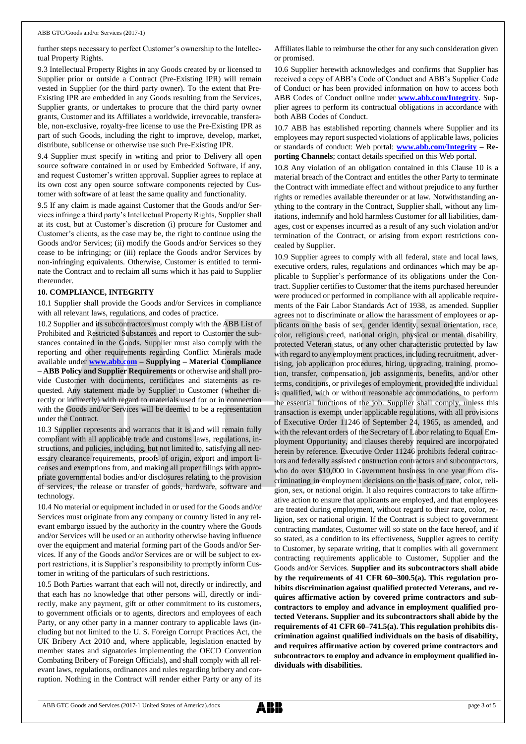further steps necessary to perfect Customer's ownership to the Intellectual Property Rights.

9.3 Intellectual Property Rights in any Goods created by or licensed to Supplier prior or outside a Contract (Pre-Existing IPR) will remain vested in Supplier (or the third party owner). To the extent that Pre-Existing IPR are embedded in any Goods resulting from the Services, Supplier grants, or undertakes to procure that the third party owner grants, Customer and its Affiliates a worldwide, irrevocable, transferable, non-exclusive, royalty-free license to use the Pre-Existing IPR as part of such Goods, including the right to improve, develop, market, distribute, sublicense or otherwise use such Pre-Existing IPR.

9.4 Supplier must specify in writing and prior to Delivery all open source software contained in or used by Embedded Software, if any, and request Customer's written approval. Supplier agrees to replace at its own cost any open source software components rejected by Customer with software of at least the same quality and functionality.

9.5 If any claim is made against Customer that the Goods and/or Services infringe a third party's Intellectual Property Rights, Supplier shall at its cost, but at Customer's discretion (i) procure for Customer and Customer's clients, as the case may be, the right to continue using the Goods and/or Services; (ii) modify the Goods and/or Services so they cease to be infringing; or (iii) replace the Goods and/or Services by non-infringing equivalents. Otherwise, Customer is entitled to terminate the Contract and to reclaim all sums which it has paid to Supplier thereunder.

## 10. COMPLIANCE, INTEGRITY

10.1 Supplier shall provide the Goods and/or Services in compliance with all relevant laws, regulations, and codes of practice.

10.2 Supplier and its subcontractors must comply with the ABB List of Prohibited and Restricted Substances and report to Customer the substances contained in the Goods. Supplier must also comply with the reporting and other requirements regarding Conflict Minerals made available under **www.abb.com – Supplying – Material Compliance – ABB Policy and Supplier Requirements** or otherwise and shall provide Customer with documents, certificates and statements as requested. Any statement made by Supplier to Customer (whether directly or indirectly) with regard to materials used for or in connection with the Goods and/or Services will be deemed to be a representation under the Contract.

10.3 Supplier represents and warrants that it is and will remain fully compliant with all applicable trade and customs laws, regulations, instructions, and policies, including, but not limited to, satisfying all necessary clearance requirements, proofs of origin, export and import licenses and exemptions from, and making all proper filings with appropriate governmental bodies and/or disclosures relating to the provision of services, the release or transfer of goods, hardware, software and technology.

10.4 No material or equipment included in or used for the Goods and/or Services must originate from any company or country listed in any relevant embargo issued by the authority in the country where the Goods and/or Services will be used or an authority otherwise having influence over the equipment and material forming part of the Goods and/or Services. If any of the Goods and/or Services are or will be subject to export restrictions, it is Supplier's responsibility to promptly inform Customer in writing of the particulars of such restrictions.

10.5 Both Parties warrant that each will not, directly or indirectly, and that each has no knowledge that other persons will, directly or indirectly, make any payment, gift or other commitment to its customers, to government officials or to agents, directors and employees of each Party, or any other party in a manner contrary to applicable laws (including but not limited to the U. S. Foreign Corrupt Practices Act, the UK Bribery Act 2010 and, where applicable, legislation enacted by member states and signatories implementing the OECD Convention Combating Bribery of Foreign Officials), and shall comply with all relevant laws, regulations, ordinances and rules regarding bribery and corruption. Nothing in the Contract will render either Party or any of its Affiliates liable to reimburse the other for any such consideration given or promised.

10.6 Supplier herewith acknowledges and confirms that Supplier has received a copy of ABB's Code of Conduct and ABB's Supplier Code of Conduct or has been provided information on how to access both ABB Codes of Conduct online under **www.abb.com/Integrity**. Supplier agrees to perform its contractual obligations in accordance with both ABB Codes of Conduct.

10.7 ABB has established reporting channels where Supplier and its employees may report suspected violations of applicable laws, policies or standards of conduct: Web portal: **www.abb.com/Integrity – Reporting Channels**; contact details specified on this Web portal.

10.8 Any violation of an obligation contained in this Clause 10 is a material breach of the Contract and entitles the other Party to terminate the Contract with immediate effect and without prejudice to any further rights or remedies available thereunder or at law. Notwithstanding anything to the contrary in the Contract, Supplier shall, without any limitations, indemnify and hold harmless Customer for all liabilities, damages, cost or expenses incurred as a result of any such violation and/or termination of the Contract, or arising from export restrictions concealed by Supplier.

10.9 Supplier agrees to comply with all federal, state and local laws, executive orders, rules, regulations and ordinances which may be applicable to Supplier's performance of its obligations under the Contract. Supplier certifies to Customer that the items purchased hereunder were produced or performed in compliance with all applicable requirements of the Fair Labor Standards Act of 1938, as amended. Supplier agrees not to discriminate or allow the harassment of employees or applicants on the basis of sex, gender identity, sexual orientation, race, color, religious creed, national origin, physical or mental disability, protected Veteran status, or any other characteristic protected by law with regard to any employment practices, including recruitment, advertising, job application procedures, hiring, upgrading, training, promotion, transfer, compensation, job assignments, benefits, and/or other terms, conditions, or privileges of employment, provided the individual is qualified, with or without reasonable accommodations, to perform the essential functions of the job. Supplier shall comply, unless this transaction is exempt under applicable regulations, with all provisions of Executive Order 11246 of September 24, 1965, as amended, and with the relevant orders of the Secretary of Labor relating to Equal Employment Opportunity, and clauses thereby required are incorporated herein by reference. Executive Order 11246 prohibits federal contractors and federally assisted construction contractors and subcontractors, who do over $10,000 in Government business in one year from discriminating in employment decisions on the basis of race, color, religion, sex, or national origin. It also requires contractors to take affirmative action to ensure that applicants are employed, and that employees are treated during employment, without regard to their race, color, religion, sex or national origin. If the Contract is subject to government contracting mandates, Customer will so state on the face hereof, and if so stated, as a condition to its effectiveness, Supplier agrees to certify to Customer, by separate writing, that it complies with all government contracting requirements applicable to Customer, Supplier and the Goods and/or Services. **Supplier and its subcontractors shall abide by the requirements of 41 CFR 60–300.5(a). This regulation prohibits discrimination against qualified protected Veterans, and requires affirmative action by covered prime contractors and subcontractors to employ and advance in employment qualified protected Veterans. Supplier and its subcontractors shall abide by the requirements of 41 CFR 60–741.5(a). This regulation prohibits discrimination against qualified individuals on the basis of disability, and requires affirmative action by covered prime contractors and subcontractors to employ and advance in employment qualified individuals with disabilities.**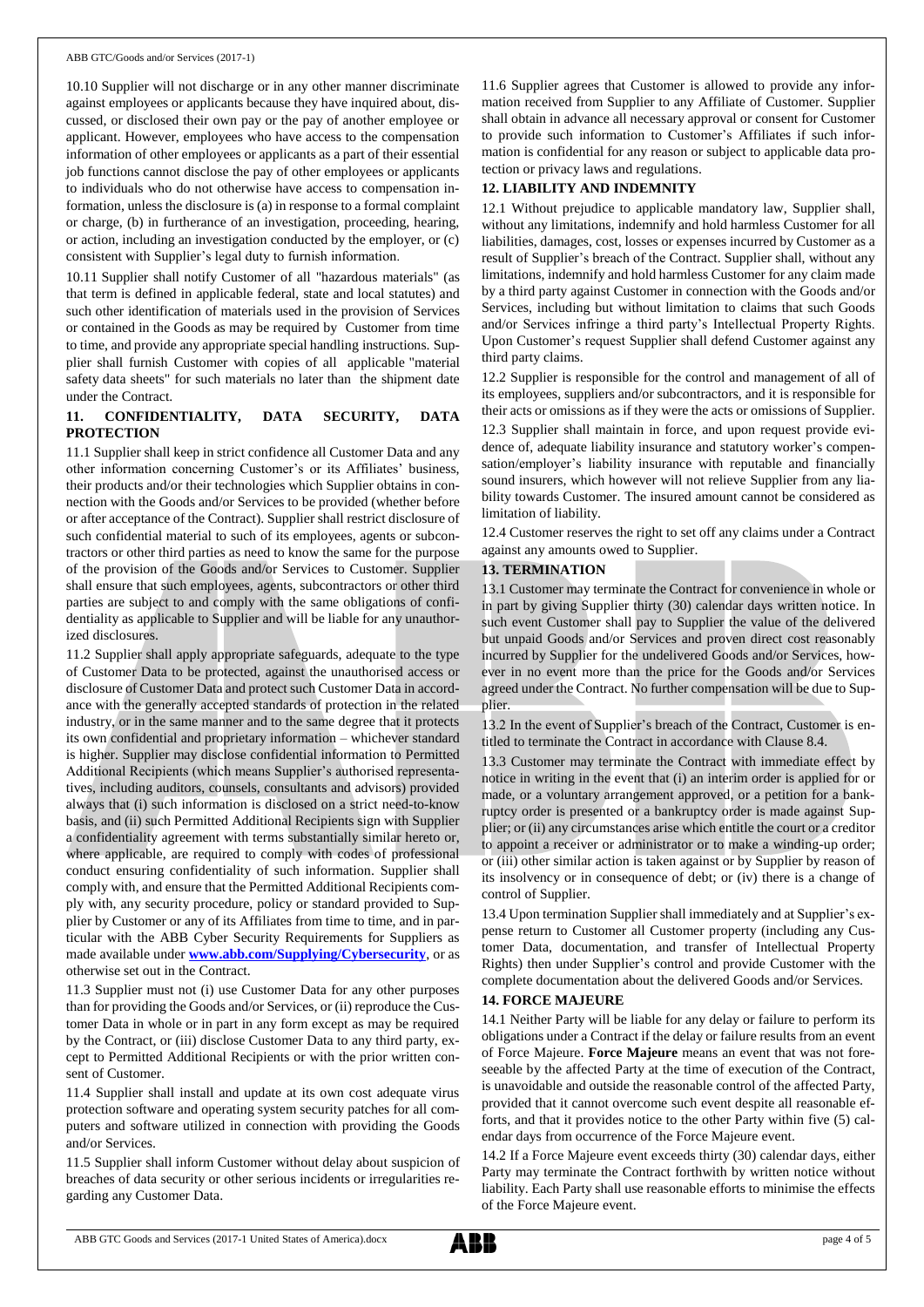10.10 Supplier will not discharge or in any other manner discriminate against employees or applicants because they have inquired about, discussed, or disclosed their own pay or the pay of another employee or applicant. However, employees who have access to the compensation information of other employees or applicants as a part of their essential job functions cannot disclose the pay of other employees or applicants to individuals who do not otherwise have access to compensation information, unless the disclosure is (a) in response to a formal complaint or charge, (b) in furtherance of an investigation, proceeding, hearing, or action, including an investigation conducted by the employer, or (c) consistent with Supplier's legal duty to furnish information.

10.11 Supplier shall notify Customer of all "hazardous materials" (as that term is defined in applicable federal, state and local statutes) and such other identification of materials used in the provision of Services or contained in the Goods as may be required by Customer from time to time, and provide any appropriate special handling instructions. Supplier shall furnish Customer with copies of all applicable "material safety data sheets" for such materials no later than the shipment date under the Contract.

## 11. CONFIDENTIALITY, DATA SECURITY, DATA PROTECTION

11.1 Supplier shall keep in strict confidence all Customer Data and any other information concerning Customer's or its Affiliates' business, their products and/or their technologies which Supplier obtains in connection with the Goods and/or Services to be provided (whether before or after acceptance of the Contract). Supplier shall restrict disclosure of such confidential material to such of its employees, agents or subcontractors or other third parties as need to know the same for the purpose of the provision of the Goods and/or Services to Customer. Supplier shall ensure that such employees, agents, subcontractors or other third parties are subject to and comply with the same obligations of confidentiality as applicable to Supplier and will be liable for any unauthorized disclosures.

11.2 Supplier shall apply appropriate safeguards, adequate to the type of Customer Data to be protected, against the unauthorised access or disclosure of Customer Data and protect such Customer Data in accordance with the generally accepted standards of protection in the related industry, or in the same manner and to the same degree that it protects its own confidential and proprietary information – whichever standard is higher. Supplier may disclose confidential information to Permitted Additional Recipients (which means Supplier's authorised representatives, including auditors, counsels, consultants and advisors) provided always that (i) such information is disclosed on a strict need-to-know basis, and (ii) such Permitted Additional Recipients sign with Supplier a confidentiality agreement with terms substantially similar hereto or, where applicable, are required to comply with codes of professional conduct ensuring confidentiality of such information. Supplier shall comply with, and ensure that the Permitted Additional Recipients comply with, any security procedure, policy or standard provided to Supplier by Customer or any of its Affiliates from time to time, and in particular with the ABB Cyber Security Requirements for Suppliers as made available under **www.abb.com/Supplying/Cybersecurity**, or as otherwise set out in the Contract.

11.3 Supplier must not (i) use Customer Data for any other purposes than for providing the Goods and/or Services, or (ii) reproduce the Customer Data in whole or in part in any form except as may be required by the Contract, or (iii) disclose Customer Data to any third party, except to Permitted Additional Recipients or with the prior written consent of Customer.

11.4 Supplier shall install and update at its own cost adequate virus protection software and operating system security patches for all computers and software utilized in connection with providing the Goods and/or Services.

11.5 Supplier shall inform Customer without delay about suspicion of breaches of data security or other serious incidents or irregularities regarding any Customer Data.

11.6 Supplier agrees that Customer is allowed to provide any information received from Supplier to any Affiliate of Customer. Supplier shall obtain in advance all necessary approval or consent for Customer to provide such information to Customer's Affiliates if such information is confidential for any reason or subject to applicable data protection or privacy laws and regulations.

## 12. LIABILITY AND INDEMNITY

12.1 Without prejudice to applicable mandatory law, Supplier shall, without any limitations, indemnify and hold harmless Customer for all liabilities, damages, cost, losses or expenses incurred by Customer as a result of Supplier's breach of the Contract. Supplier shall, without any limitations, indemnify and hold harmless Customer for any claim made by a third party against Customer in connection with the Goods and/or Services, including but without limitation to claims that such Goods and/or Services infringe a third party's Intellectual Property Rights. Upon Customer's request Supplier shall defend Customer against any third party claims.

12.2 Supplier is responsible for the control and management of all of its employees, suppliers and/or subcontractors, and it is responsible for their acts or omissions as if they were the acts or omissions of Supplier.

12.3 Supplier shall maintain in force, and upon request provide evidence of, adequate liability insurance and statutory worker's compensation/employer's liability insurance with reputable and financially sound insurers, which however will not relieve Supplier from any liability towards Customer. The insured amount cannot be considered as limitation of liability.

12.4 Customer reserves the right to set off any claims under a Contract against any amounts owed to Supplier.

## 13. TERMINATION

13.1 Customer may terminate the Contract for convenience in whole or in part by giving Supplier thirty (30) calendar days written notice. In such event Customer shall pay to Supplier the value of the delivered but unpaid Goods and/or Services and proven direct cost reasonably incurred by Supplier for the undelivered Goods and/or Services, however in no event more than the price for the Goods and/or Services agreed under the Contract. No further compensation will be due to Supplier.

13.2 In the event of Supplier's breach of the Contract, Customer is entitled to terminate the Contract in accordance with Clause 8.4.

13.3 Customer may terminate the Contract with immediate effect by notice in writing in the event that (i) an interim order is applied for or made, or a voluntary arrangement approved, or a petition for a bankruptcy order is presented or a bankruptcy order is made against Supplier; or (ii) any circumstances arise which entitle the court or a creditor to appoint a receiver or administrator or to make a winding-up order; or (iii) other similar action is taken against or by Supplier by reason of its insolvency or in consequence of debt; or (iv) there is a change of control of Supplier.

13.4 Upon termination Supplier shall immediately and at Supplier's expense return to Customer all Customer property (including any Customer Data, documentation, and transfer of Intellectual Property Rights) then under Supplier's control and provide Customer with the complete documentation about the delivered Goods and/or Services.

## 14. FORCE MAJEURE

14.1 Neither Party will be liable for any delay or failure to perform its obligations under a Contract if the delay or failure results from an event of Force Majeure. **Force Majeure** means an event that was not foreseeable by the affected Party at the time of execution of the Contract, is unavoidable and outside the reasonable control of the affected Party, provided that it cannot overcome such event despite all reasonable efforts, and that it provides notice to the other Party within five (5) calendar days from occurrence of the Force Majeure event.

14.2 If a Force Majeure event exceeds thirty (30) calendar days, either Party may terminate the Contract forthwith by written notice without liability. Each Party shall use reasonable efforts to minimise the effects of the Force Majeure event.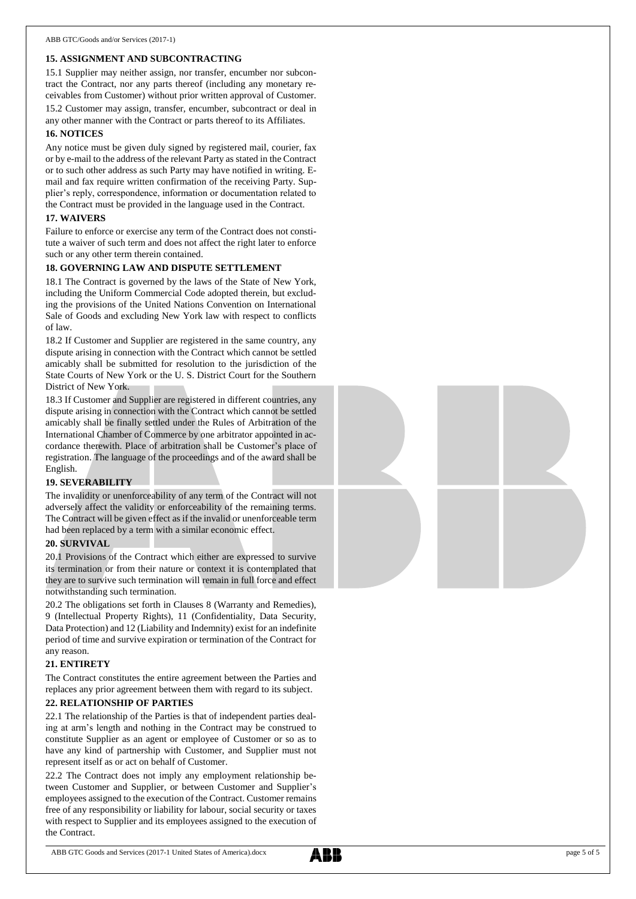## 15. ASSIGNMENT AND SUBCONTRACTING

15.1 Supplier may neither assign, nor transfer, encumber nor subcontract the Contract, nor any parts thereof (including any monetary receivables from Customer) without prior written approval of Customer.

15.2 Customer may assign, transfer, encumber, subcontract or deal in any other manner with the Contract or parts thereof to its Affiliates.

## 16. NOTICES

Any notice must be given duly signed by registered mail, courier, fax or by e-mail to the address of the relevant Party as stated in the Contract or to such other address as such Party may have notified in writing. E-mail and fax require written confirmation of the receiving Party. Supplier's reply, correspondence, information or documentation related to the Contract must be provided in the language used in the Contract.

## 17. WAIVERS

Failure to enforce or exercise any term of the Contract does not constitute a waiver of such term and does not affect the right later to enforce such or any other term therein contained.

## 18. GOVERNING LAW AND DISPUTE SETTLEMENT

18.1 The Contract is governed by the laws of the State of New York, including the Uniform Commercial Code adopted therein, but excluding the provisions of the United Nations Convention on International Sale of Goods and excluding New York law with respect to conflicts of law.

18.2 If Customer and Supplier are registered in the same country, any dispute arising in connection with the Contract which cannot be settled amicably shall be submitted for resolution to the jurisdiction of the State Courts of New York or the U. S. District Court for the Southern District of New York.

18.3 If Customer and Supplier are registered in different countries, any dispute arising in connection with the Contract which cannot be settled amicably shall be finally settled under the Rules of Arbitration of the International Chamber of Commerce by one arbitrator appointed in accordance therewith. Place of arbitration shall be Customer's place of registration. The language of the proceedings and of the award shall be English.

## 19. SEVERABILITY

The invalidity or unenforceability of any term of the Contract will not adversely affect the validity or enforceability of the remaining terms. The Contract will be given effect as if the invalid or unenforceable term had been replaced by a term with a similar economic effect.

## 20. SURVIVAL

20.1 Provisions of the Contract which either are expressed to survive its termination or from their nature or context it is contemplated that they are to survive such termination will remain in full force and effect notwithstanding such termination.

20.2 The obligations set forth in Clauses 8 (Warranty and Remedies), 9 (Intellectual Property Rights), 11 (Confidentiality, Data Security, Data Protection) and 12 (Liability and Indemnity) exist for an indefinite period of time and survive expiration or termination of the Contract for any reason.

## 21. ENTIRETY

The Contract constitutes the entire agreement between the Parties and replaces any prior agreement between them with regard to its subject.

## 22. RELATIONSHIP OF PARTIES

22.1 The relationship of the Parties is that of independent parties dealing at arm's length and nothing in the Contract may be construed to constitute Supplier as an agent or employee of Customer or so as to have any kind of partnership with Customer, and Supplier must not represent itself as or act on behalf of Customer.

22.2 The Contract does not imply any employment relationship between Customer and Supplier, or between Customer and Supplier's employees assigned to the execution of the Contract. Customer remains free of any responsibility or liability for labour, social security or taxes with respect to Supplier and its employees assigned to the execution of the Contract.